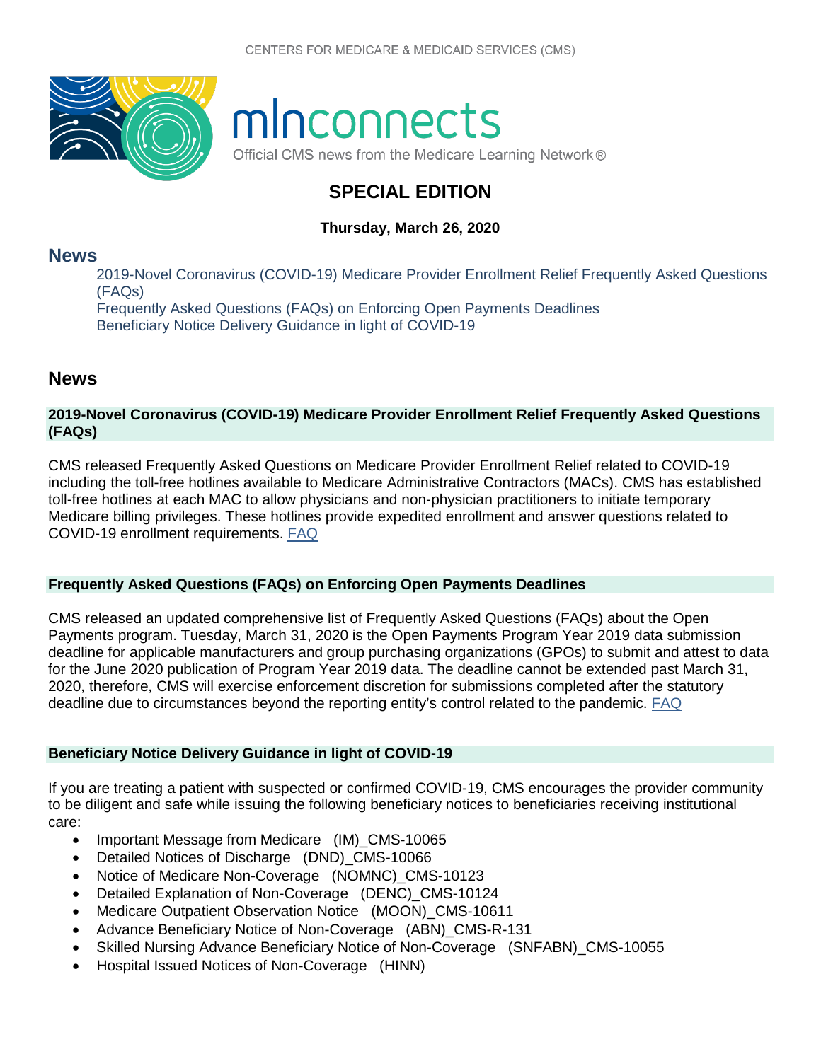CENTERS FOR MEDICARE & MEDICAID SERVICES (CMS)

# mlnconnects

Official CMS news from the Medicare Learning Network®

## SPECIAL EDITION

**Thursday, March 26, 2020**

## News

- 2019-Novel Coronavirus (COVID-19) Medicare Provider Enrollment Relief Frequently Asked Questions (FAQs)
- Frequently Asked Questions (FAQs) on Enforcing Open Payments Deadlines
- Beneficiary Notice Delivery Guidance in light of COVID-19

## News

### 2019-Novel Coronavirus (COVID-19) Medicare Provider Enrollment Relief Frequently Asked Questions (FAQs)

CMS released Frequently Asked Questions on Medicare Provider Enrollment Relief related to COVID-19 including the toll-free hotlines available to Medicare Administrative Contractors (MACs). CMS has established toll-free hotlines at each MAC to allow physicians and non-physician practitioners to initiate temporary Medicare billing privileges. These hotlines provide expedited enrollment and answer questions related to COVID-19 enrollment requirements. FAQ

### Frequently Asked Questions (FAQs) on Enforcing Open Payments Deadlines

CMS released an updated comprehensive list of Frequently Asked Questions (FAQs) about the Open Payments program. Tuesday, March 31, 2020 is the Open Payments Program Year 2019 data submission deadline for applicable manufacturers and group purchasing organizations (GPOs) to submit and attest to data for the June 2020 publication of Program Year 2019 data. The deadline cannot be extended past March 31, 2020, therefore, CMS will exercise enforcement discretion for submissions completed after the statutory deadline due to circumstances beyond the reporting entity's control related to the pandemic. FAQ

### Beneficiary Notice Delivery Guidance in light of COVID-19

If you are treating a patient with suspected or confirmed COVID-19, CMS encourages the provider community to be diligent and safe while issuing the following beneficiary notices to beneficiaries receiving institutional care:

- Important Message from Medicare (IM)_CMS-10065
- Detailed Notices of Discharge (DND)_CMS-10066
- Notice of Medicare Non-Coverage (NOMNC)_CMS-10123
- Detailed Explanation of Non-Coverage (DENC)_CMS-10124
- Medicare Outpatient Observation Notice (MOON)_CMS-10611
- Advance Beneficiary Notice of Non-Coverage (ABN)_CMS-R-131
- Skilled Nursing Advance Beneficiary Notice of Non-Coverage (SNFABN)_CMS-10055
- Hospital Issued Notices of Non-Coverage (HINN)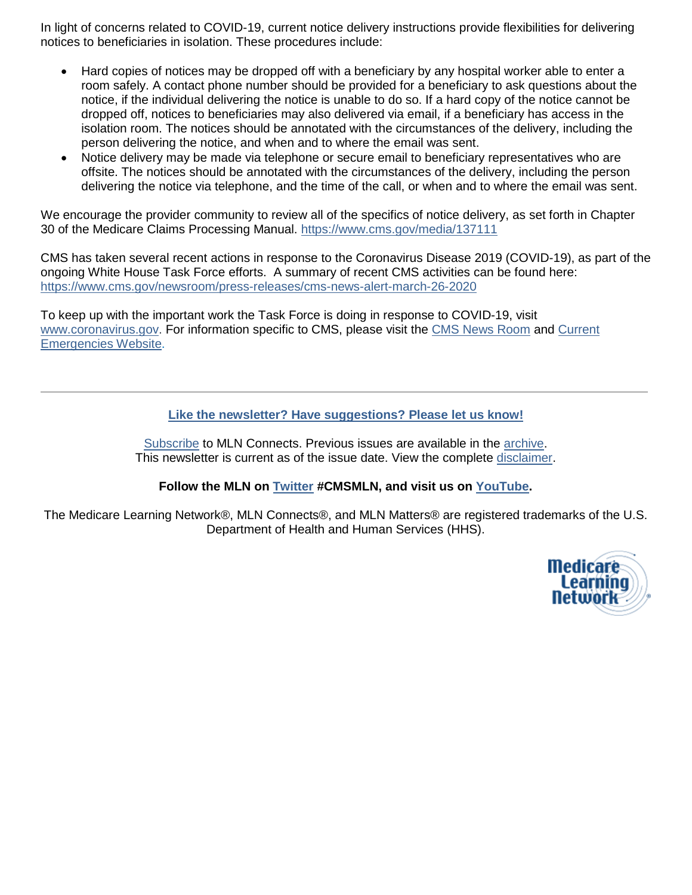In light of concerns related to COVID-19, current notice delivery instructions provide flexibilities for delivering notices to beneficiaries in isolation. These procedures include:

- Hard copies of notices may be dropped off with a beneficiary by any hospital worker able to enter a room safely. A contact phone number should be provided for a beneficiary to ask questions about the notice, if the individual delivering the notice is unable to do so. If a hard copy of the notice cannot be dropped off, notices to beneficiaries may also delivered via email, if a beneficiary has access in the isolation room. The notices should be annotated with the circumstances of the delivery, including the person delivering the notice, and when and to where the email was sent.
- Notice delivery may be made via telephone or secure email to beneficiary representatives who are offsite. The notices should be annotated with the circumstances of the delivery, including the person delivering the notice via telephone, and the time of the call, or when and to where the email was sent.

We encourage the provider community to review all of the specifics of notice delivery, as set forth in Chapter 30 of the Medicare Claims Processing Manual. https://www.cms.gov/media/137111

CMS has taken several recent actions in response to the Coronavirus Disease 2019 (COVID-19), as part of the ongoing White House Task Force efforts. A summary of recent CMS activities can be found here: https://www.cms.gov/newsroom/press-releases/cms-news-alert-march-26-2020

To keep up with the important work the Task Force is doing in response to COVID-19, visit www.coronavirus.gov. For information specific to CMS, please visit the CMS News Room and Current Emergencies Website.

---

**Like the newsletter? Have suggestions? Please let us know!**

Subscribe to MLN Connects. Previous issues are available in the archive.
This newsletter is current as of the issue date. View the complete disclaimer.

**Follow the MLN on Twitter #CMSMLN, and visit us on YouTube.**

The Medicare Learning Network®, MLN Connects®, and MLN Matters® are registered trademarks of the U.S. Department of Health and Human Services (HHS).

Medicare Learning Network